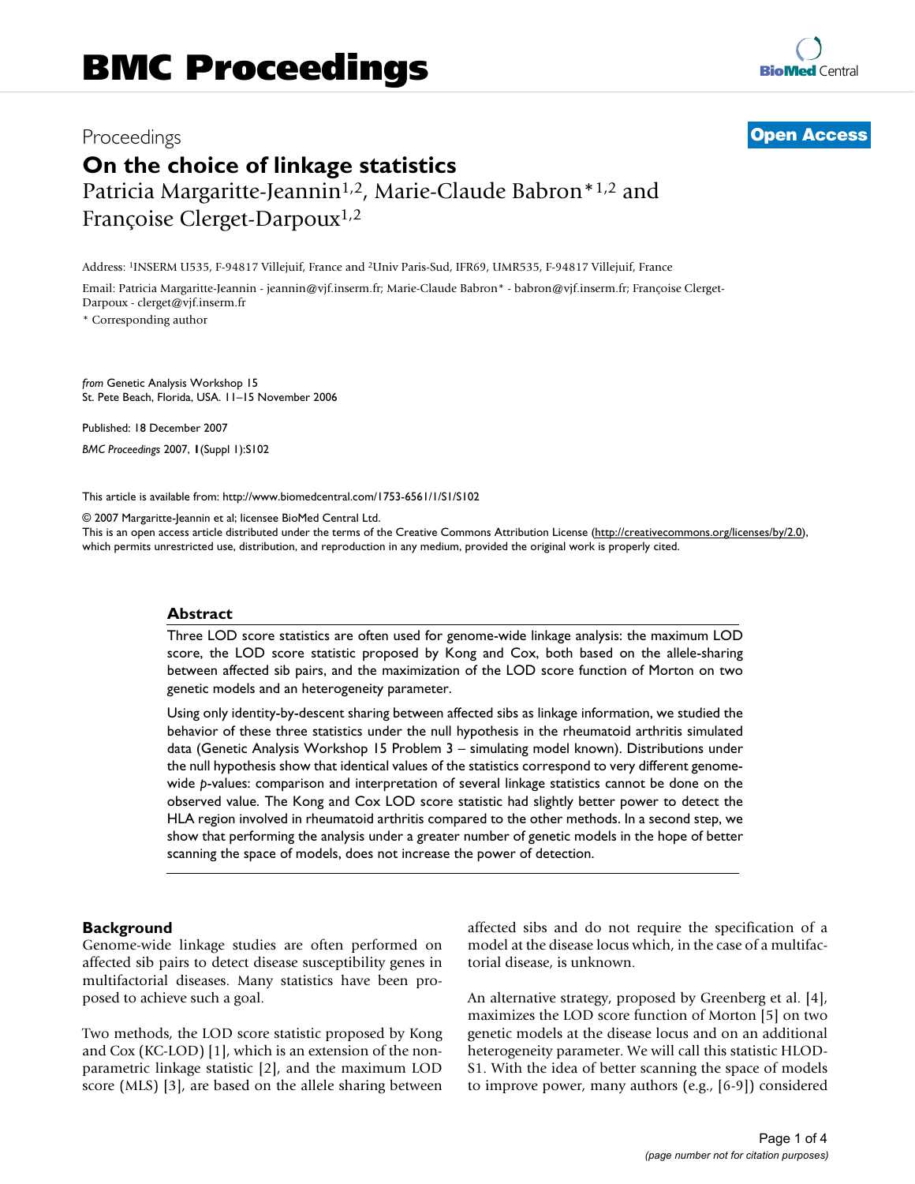Proceedings

**Open Access**

# On the choice of linkage statistics

Patricia Margaritte-Jeannin[1,2], Marie-Claude Babron*[1,2] and Françoise Clerget-Darpoux[1,2]

Address: [1]INSERM U535, F-94817 Villejuif, France and [2]Univ Paris-Sud, IFR69, UMR535, F-94817 Villejuif, France

Email: Patricia Margaritte-Jeannin - jeannin@vjf.inserm.fr; Marie-Claude Babron* - babron@vjf.inserm.fr; Françoise Clerget-Darpoux - clerget@vjf.inserm.fr

* Corresponding author

*from* Genetic Analysis Workshop 15
St. Pete Beach, Florida, USA. 11–15 November 2006

Published: 18 December 2007

*BMC Proceedings* 2007, **1**(Suppl 1):S102

This article is available from: http://www.biomedcentral.com/1753-6561/1/S1/S102

© 2007 Margaritte-Jeannin et al; licensee BioMed Central Ltd.
This is an open access article distributed under the terms of the Creative Commons Attribution License (http://creativecommons.org/licenses/by/2.0), which permits unrestricted use, distribution, and reproduction in any medium, provided the original work is properly cited.

## Abstract

Three LOD score statistics are often used for genome-wide linkage analysis: the maximum LOD score, the LOD score statistic proposed by Kong and Cox, both based on the allele-sharing between affected sib pairs, and the maximization of the LOD score function of Morton on two genetic models and an heterogeneity parameter.

Using only identity-by-descent sharing between affected sibs as linkage information, we studied the behavior of these three statistics under the null hypothesis in the rheumatoid arthritis simulated data (Genetic Analysis Workshop 15 Problem 3 – simulating model known). Distributions under the null hypothesis show that identical values of the statistics correspond to very different genome-wide *p*-values: comparison and interpretation of several linkage statistics cannot be done on the observed value. The Kong and Cox LOD score statistic had slightly better power to detect the HLA region involved in rheumatoid arthritis compared to the other methods. In a second step, we show that performing the analysis under a greater number of genetic models in the hope of better scanning the space of models, does not increase the power of detection.

## Background

Genome-wide linkage studies are often performed on affected sib pairs to detect disease susceptibility genes in multifactorial diseases. Many statistics have been proposed to achieve such a goal.

Two methods, the LOD score statistic proposed by Kong and Cox (KC-LOD) [1], which is an extension of the non-parametric linkage statistic [2], and the maximum LOD score (MLS) [3], are based on the allele sharing between affected sibs and do not require the specification of a model at the disease locus which, in the case of a multifactorial disease, is unknown.

An alternative strategy, proposed by Greenberg et al. [4], maximizes the LOD score function of Morton [5] on two genetic models at the disease locus and on an additional heterogeneity parameter. We will call this statistic HLOD-S1. With the idea of better scanning the space of models to improve power, many authors (e.g., [6-9]) considered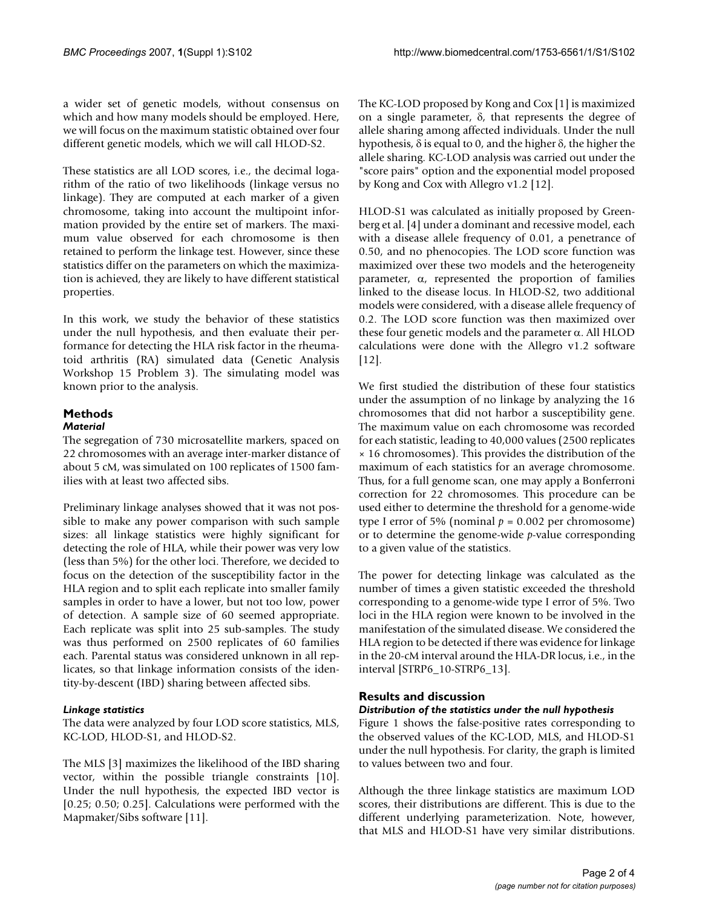a wider set of genetic models, without consensus on which and how many models should be employed. Here, we will focus on the maximum statistic obtained over four different genetic models, which we will call HLOD-S2.

These statistics are all LOD scores, i.e., the decimal logarithm of the ratio of two likelihoods (linkage versus no linkage). They are computed at each marker of a given chromosome, taking into account the multipoint information provided by the entire set of markers. The maximum value observed for each chromosome is then retained to perform the linkage test. However, since these statistics differ on the parameters on which the maximization is achieved, they are likely to have different statistical properties.

In this work, we study the behavior of these statistics under the null hypothesis, and then evaluate their performance for detecting the HLA risk factor in the rheumatoid arthritis (RA) simulated data (Genetic Analysis Workshop 15 Problem 3). The simulating model was known prior to the analysis.

## Methods

### *Material*

The segregation of 730 microsatellite markers, spaced on 22 chromosomes with an average inter-marker distance of about 5 cM, was simulated on 100 replicates of 1500 families with at least two affected sibs.

Preliminary linkage analyses showed that it was not possible to make any power comparison with such sample sizes: all linkage statistics were highly significant for detecting the role of HLA, while their power was very low (less than 5%) for the other loci. Therefore, we decided to focus on the detection of the susceptibility factor in the HLA region and to split each replicate into smaller family samples in order to have a lower, but not too low, power of detection. A sample size of 60 seemed appropriate. Each replicate was split into 25 sub-samples. The study was thus performed on 2500 replicates of 60 families each. Parental status was considered unknown in all replicates, so that linkage information consists of the identity-by-descent (IBD) sharing between affected sibs.

### *Linkage statistics*

The data were analyzed by four LOD score statistics, MLS, KC-LOD, HLOD-S1, and HLOD-S2.

The MLS [3] maximizes the likelihood of the IBD sharing vector, within the possible triangle constraints [10]. Under the null hypothesis, the expected IBD vector is [0.25; 0.50; 0.25]. Calculations were performed with the Mapmaker/Sibs software [11].

The KC-LOD proposed by Kong and Cox [1] is maximized on a single parameter, $\delta$, that represents the degree of allele sharing among affected individuals. Under the null hypothesis, $\delta$ is equal to 0, and the higher $\delta$, the higher the allele sharing. KC-LOD analysis was carried out under the "score pairs" option and the exponential model proposed by Kong and Cox with Allegro v1.2 [12].

HLOD-S1 was calculated as initially proposed by Greenberg et al. [4] under a dominant and recessive model, each with a disease allele frequency of 0.01, a penetrance of 0.50, and no phenocopies. The LOD score function was maximized over these two models and the heterogeneity parameter, $\alpha$, represented the proportion of families linked to the disease locus. In HLOD-S2, two additional models were considered, with a disease allele frequency of 0.2. The LOD score function was then maximized over these four genetic models and the parameter $\alpha$. All HLOD calculations were done with the Allegro v1.2 software [12].

We first studied the distribution of these four statistics under the assumption of no linkage by analyzing the 16 chromosomes that did not harbor a susceptibility gene. The maximum value on each chromosome was recorded for each statistic, leading to 40,000 values (2500 replicates × 16 chromosomes). This provides the distribution of the maximum of each statistics for an average chromosome. Thus, for a full genome scan, one may apply a Bonferroni correction for 22 chromosomes. This procedure can be used either to determine the threshold for a genome-wide type I error of 5% (nominal $p = 0.002$ per chromosome) or to determine the genome-wide $p$-value corresponding to a given value of the statistics.

The power for detecting linkage was calculated as the number of times a given statistic exceeded the threshold corresponding to a genome-wide type I error of 5%. Two loci in the HLA region were known to be involved in the manifestation of the simulated disease. We considered the HLA region to be detected if there was evidence for linkage in the 20-cM interval around the HLA-DR locus, i.e., in the interval [STRP6_10-STRP6_13].

## Results and discussion

### *Distribution of the statistics under the null hypothesis*

Figure 1 shows the false-positive rates corresponding to the observed values of the KC-LOD, MLS, and HLOD-S1 under the null hypothesis. For clarity, the graph is limited to values between two and four.

Although the three linkage statistics are maximum LOD scores, their distributions are different. This is due to the different underlying parameterization. Note, however, that MLS and HLOD-S1 have very similar distributions.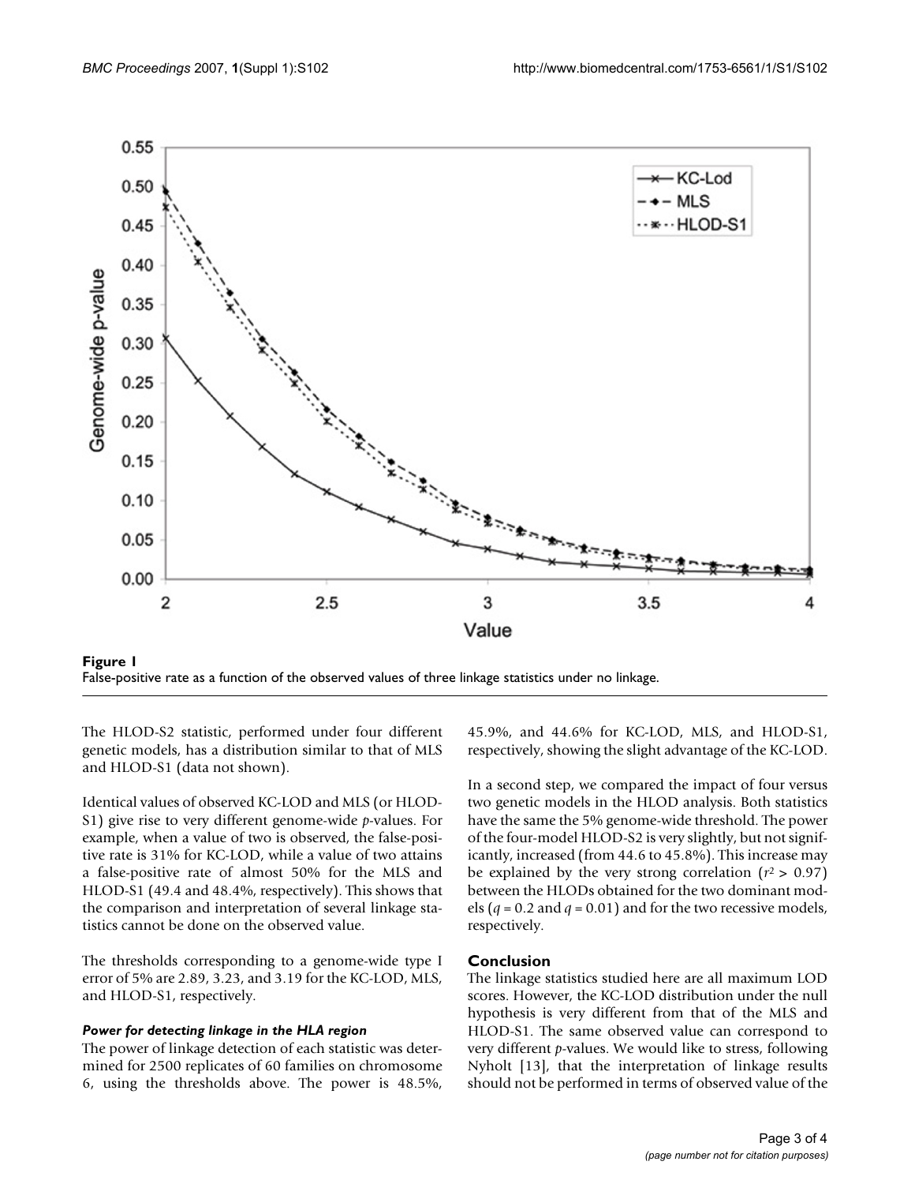**Figure 1**
False-positive rate as a function of the observed values of three linkage statistics under no linkage.

The HLOD-S2 statistic, performed under four different genetic models, has a distribution similar to that of MLS and HLOD-S1 (data not shown).

Identical values of observed KC-LOD and MLS (or HLOD-S1) give rise to very different genome-wide *p*-values. For example, when a value of two is observed, the false-positive rate is 31% for KC-LOD, while a value of two attains a false-positive rate of almost 50% for the MLS and HLOD-S1 (49.4 and 48.4%, respectively). This shows that the comparison and interpretation of several linkage statistics cannot be done on the observed value.

The thresholds corresponding to a genome-wide type I error of 5% are 2.89, 3.23, and 3.19 for the KC-LOD, MLS, and HLOD-S1, respectively.

#### *Power for detecting linkage in the HLA region*

The power of linkage detection of each statistic was determined for 2500 replicates of 60 families on chromosome 6, using the thresholds above. The power is 48.5%, 45.9%, and 44.6% for KC-LOD, MLS, and HLOD-S1, respectively, showing the slight advantage of the KC-LOD.

In a second step, we compared the impact of four versus two genetic models in the HLOD analysis. Both statistics have the same the 5% genome-wide threshold. The power of the four-model HLOD-S2 is very slightly, but not significantly, increased (from 44.6 to 45.8%). This increase may be explained by the very strong correlation ($r^2 > 0.97$) between the HLODs obtained for the two dominant models ($q = 0.2$ and $q = 0.01$) and for the two recessive models, respectively.

## Conclusion

The linkage statistics studied here are all maximum LOD scores. However, the KC-LOD distribution under the null hypothesis is very different from that of the MLS and HLOD-S1. The same observed value can correspond to very different *p*-values. We would like to stress, following Nyholt [13], that the interpretation of linkage results should not be performed in terms of observed value of the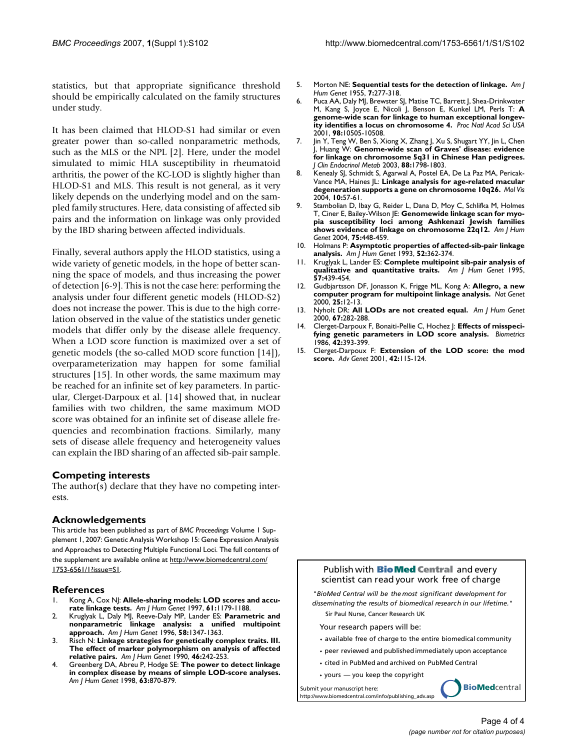statistics, but that appropriate significance threshold should be empirically calculated on the family structures under study.

It has been claimed that HLOD-S1 had similar or even greater power than so-called nonparametric methods, such as the MLS or the NPL [2]. Here, under the model simulated to mimic HLA susceptibility in rheumatoid arthritis, the power of the KC-LOD is slightly higher than HLOD-S1 and MLS. This result is not general, as it very likely depends on the underlying model and on the sampled family structures. Here, data consisting of affected sib pairs and the information on linkage was only provided by the IBD sharing between affected individuals.

Finally, several authors apply the HLOD statistics, using a wide variety of genetic models, in the hope of better scanning the space of models, and thus increasing the power of detection [6-9]. This is not the case here: performing the analysis under four different genetic models (HLOD-S2) does not increase the power. This is due to the high correlation observed in the value of the statistics under genetic models that differ only by the disease allele frequency. When a LOD score function is maximized over a set of genetic models (the so-called MOD score function [14]), overparameterization may happen for some familial structures [15]. In other words, the same maximum may be reached for an infinite set of key parameters. In particular, Clerget-Darpoux et al. [14] showed that, in nuclear families with two children, the same maximum MOD score was obtained for an infinite set of disease allele frequencies and recombination fractions. Similarly, many sets of disease allele frequency and heterogeneity values can explain the IBD sharing of an affected sib-pair sample.

## Competing interests

The author(s) declare that they have no competing interests.

## Acknowledgements

This article has been published as part of *BMC Proceedings* Volume 1 Supplement 1, 2007: Genetic Analysis Workshop 15: Gene Expression Analysis and Approaches to Detecting Multiple Functional Loci. The full contents of the supplement are available online at http://www.biomedcentral.com/1753-6561/1?issue=S1.

## References

1. Kong A, Cox NJ: **Allele-sharing models: LOD scores and accurate linkage tests.** *Am J Hum Genet* 1997, **61:**1179-1188.
2. Kruglyak L, Daly MJ, Reeve-Daly MP, Lander ES: **Parametric and nonparametric linkage analysis: a unified multipoint approach.** *Am J Hum Genet* 1996, **58:**1347-1363.
3. Risch N: **Linkage strategies for genetically complex traits. III. The effect of marker polymorphism on analysis of affected relative pairs.** *Am J Hum Genet* 1990, **46:**242-253.
4. Greenberg DA, Abreu P, Hodge SE: **The power to detect linkage in complex disease by means of simple LOD-score analyses.** *Am J Hum Genet* 1998, **63:**870-879.
5. Morton NE: **Sequential tests for the detection of linkage.** *Am J Hum Genet* 1955, **7:**277-318.
6. Puca AA, Daly MJ, Brewster SJ, Matise TC, Barrett J, Shea-Drinkwater M, Kang S, Joyce E, Nicoli J, Benson E, Kunkel LM, Perls T: **A genome-wide scan for linkage to human exceptional longevity identifies a locus on chromosome 4.** *Proc Natl Acad Sci USA* 2001, **98:**10505-10508.
7. Jin Y, Teng W, Ben S, Xiong X, Zhang J, Xu S, Shugart YY, Jin L, Chen J, Huang W: **Genome-wide scan of Graves' disease: evidence for linkage on chromosome 5q31 in Chinese Han pedigrees.** *J Clin Endocrinol Metab* 2003, **88:**1798-1803.
8. Kenealy SJ, Schmidt S, Agarwal A, Postel EA, De La Paz MA, Pericak-Vance MA, Haines JL: **Linkage analysis for age-related macular degeneration supports a gene on chromosome 10q26.** *Mol Vis* 2004, **10:**57-61.
9. Stambolian D, Ibay G, Reider L, Dana D, Moy C, Schlifka M, Holmes T, Ciner E, Bailey-Wilson JE: **Genomewide linkage scan for myopia susceptibility loci among Ashkenazi Jewish families shows evidence of linkage on chromosome 22q12.** *Am J Hum Genet* 2004, **75:**448-459.
10. Holmans P: **Asymptotic properties of affected-sib-pair linkage analysis.** *Am J Hum Genet* 1993, **52:**362-374.
11. Kruglyak L, Lander ES: **Complete multipoint sib-pair analysis of qualitative and quantitative traits.** *Am J Hum Genet* 1995, **57:**439-454.
12. Gudbjartsson DF, Jonasson K, Frigge ML, Kong A: **Allegro, a new computer program for multipoint linkage analysis.** *Nat Genet* 2000, **25:**12-13.
13. Nyholt DR: **All LODs are not created equal.** *Am J Hum Genet* 2000, **67:**282-288.
14. Clerget-Darpoux F, Bonaiti-Pellie C, Hochez J: **Effects of misspecifying genetic parameters in LOD score analysis.** *Biometrics* 1986, **42:**393-399.
15. Clerget-Darpoux F: **Extension of the LOD score: the mod score.** *Adv Genet* 2001, **42:**115-124.